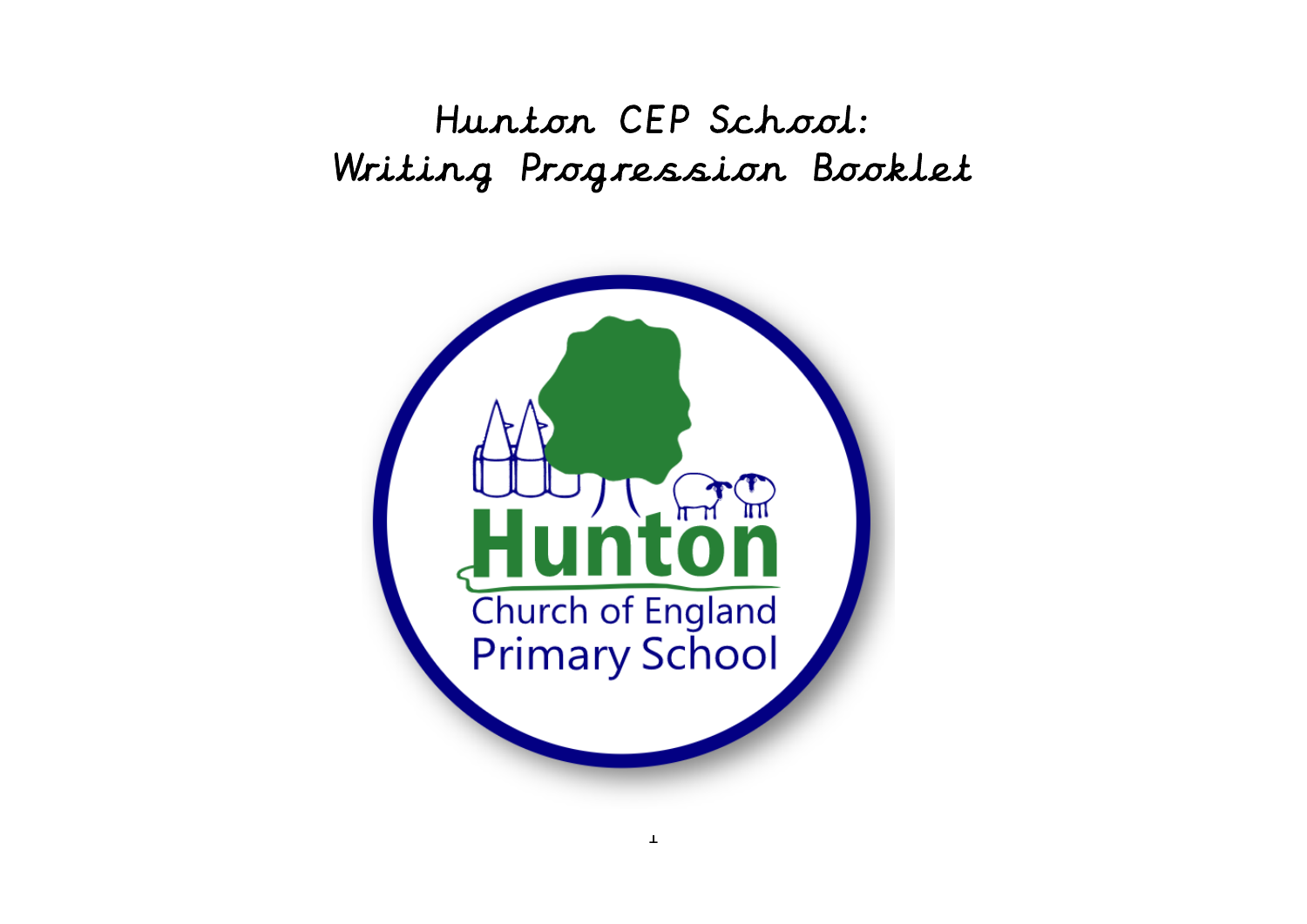# Hunton CEP School:
# Writing Progression Booklet

Hunton
Church of England
Primary School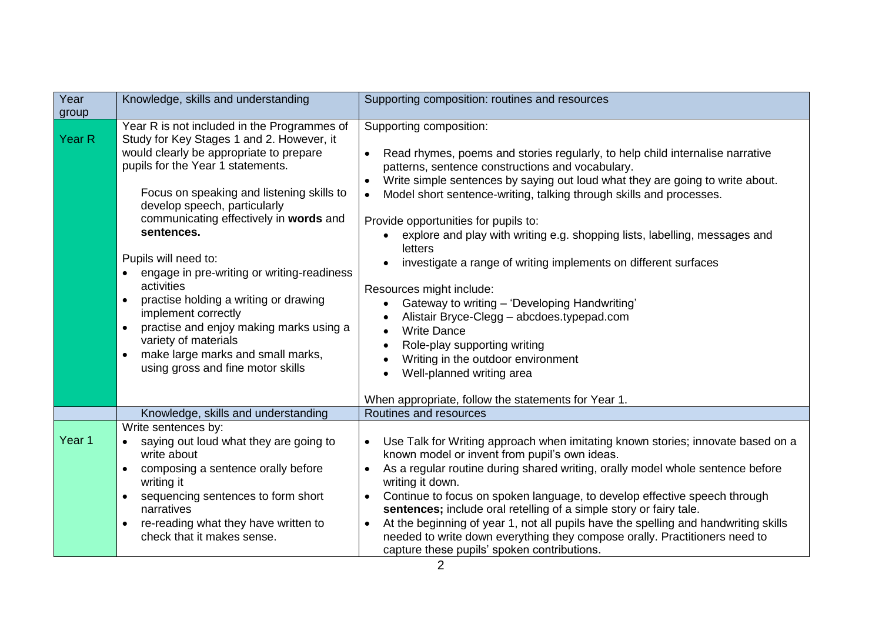| Year group | Knowledge, skills and understanding | Supporting composition: routines and resources |
| --- | --- | --- |
| Year R | Year R is not included in the Programmes of Study for Key Stages 1 and 2. However, it would clearly be appropriate to prepare pupils for the Year 1 statements.<br><br>Focus on speaking and listening skills to develop speech, particularly communicating effectively in **words** and **sentences.**<br><br>Pupils will need to:<br>• engage in pre-writing or writing-readiness activities<br>• practise holding a writing or drawing implement correctly<br>• practise and enjoy making marks using a variety of materials<br>• make large marks and small marks, using gross and fine motor skills | Supporting composition:<br><br>• Read rhymes, poems and stories regularly, to help child internalise narrative patterns, sentence constructions and vocabulary.<br>• Write simple sentences by saying out loud what they are going to write about.<br>• Model short sentence-writing, talking through skills and processes.<br><br>Provide opportunities for pupils to:<br>• explore and play with writing e.g. shopping lists, labelling, messages and letters<br>• investigate a range of writing implements on different surfaces<br><br>Resources might include:<br>• Gateway to writing – 'Developing Handwriting'<br>• Alistair Bryce-Clegg – abcdoes.typepad.com<br>• Write Dance<br>• Role-play supporting writing<br>• Writing in the outdoor environment<br>• Well-planned writing area<br><br>When appropriate, follow the statements for Year 1. |
| | Knowledge, skills and understanding | Routines and resources |
| Year 1 | Write sentences by:<br>• saying out loud what they are going to write about<br>• composing a sentence orally before writing it<br>• sequencing sentences to form short narratives<br>• re-reading what they have written to check that it makes sense. | • Use Talk for Writing approach when imitating known stories; innovate based on a known model or invent from pupil's own ideas.<br>• As a regular routine during shared writing, orally model whole sentence before writing it down.<br>• Continue to focus on spoken language, to develop effective speech through **sentences;** include oral retelling of a simple story or fairy tale.<br>• At the beginning of year 1, not all pupils have the spelling and handwriting skills needed to write down everything they compose orally. Practitioners need to capture these pupils' spoken contributions. |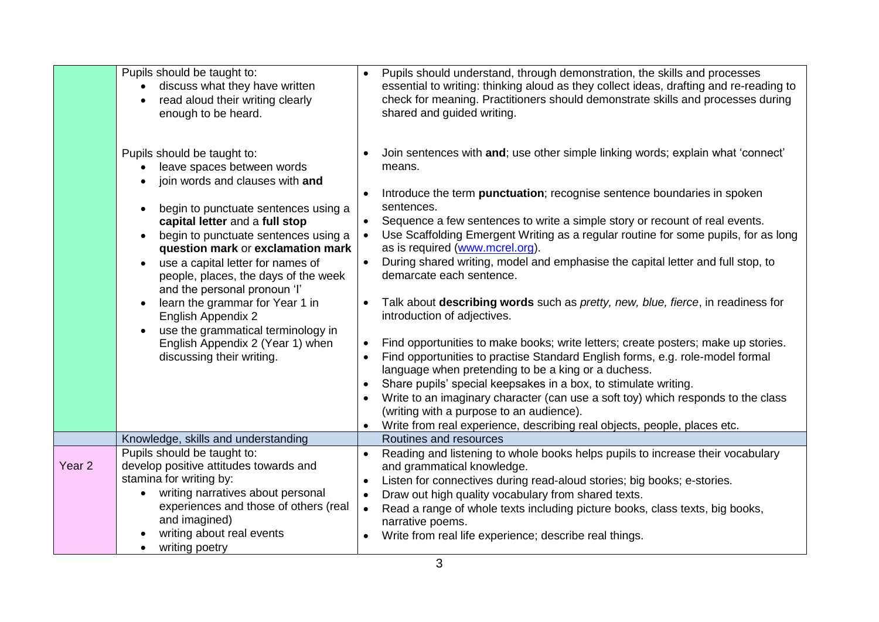| | | |
|---|---|---|
| | Pupils should be taught to:<br>• discuss what they have written<br>• read aloud their writing clearly enough to be heard. | • Pupils should understand, through demonstration, the skills and processes essential to writing: thinking aloud as they collect ideas, drafting and re-reading to check for meaning. Practitioners should demonstrate skills and processes during shared and guided writing. |
| | Pupils should be taught to:<br>• leave spaces between words<br>• join words and clauses with **and**<br>• begin to punctuate sentences using a **capital letter** and a **full stop**<br>• begin to punctuate sentences using a **question mark** or **exclamation mark**<br>• use a capital letter for names of people, places, the days of the week and the personal pronoun 'I'<br>• learn the grammar for Year 1 in English Appendix 2<br>• use the grammatical terminology in English Appendix 2 (Year 1) when discussing their writing. | • Join sentences with **and**; use other simple linking words; explain what 'connect' means.<br>• Introduce the term **punctuation**; recognise sentence boundaries in spoken sentences.<br>• Sequence a few sentences to write a simple story or recount of real events.<br>• Use Scaffolding Emergent Writing as a regular routine for some pupils, for as long as is required (www.mcrel.org).<br>• During shared writing, model and emphasise the capital letter and full stop, to demarcate each sentence.<br>• Talk about **describing words** such as *pretty, new, blue, fierce*, in readiness for introduction of adjectives.<br>• Find opportunities to make books; write letters; create posters; make up stories.<br>• Find opportunities to practise Standard English forms, e.g. role-model formal language when pretending to be a king or a duchess.<br>• Share pupils' special keepsakes in a box, to stimulate writing.<br>• Write to an imaginary character (can use a soft toy) which responds to the class (writing with a purpose to an audience).<br>• Write from real experience, describing real objects, people, places etc. |
| | Knowledge, skills and understanding | Routines and resources |
| Year 2 | Pupils should be taught to:<br>develop positive attitudes towards and stamina for writing by:<br>• writing narratives about personal experiences and those of others (real and imagined)<br>• writing about real events<br>• writing poetry | • Reading and listening to whole books helps pupils to increase their vocabulary and grammatical knowledge.<br>• Listen for connectives during read-aloud stories; big books; e-stories.<br>• Draw out high quality vocabulary from shared texts.<br>• Read a range of whole texts including picture books, class texts, big books, narrative poems.<br>• Write from real life experience; describe real things. |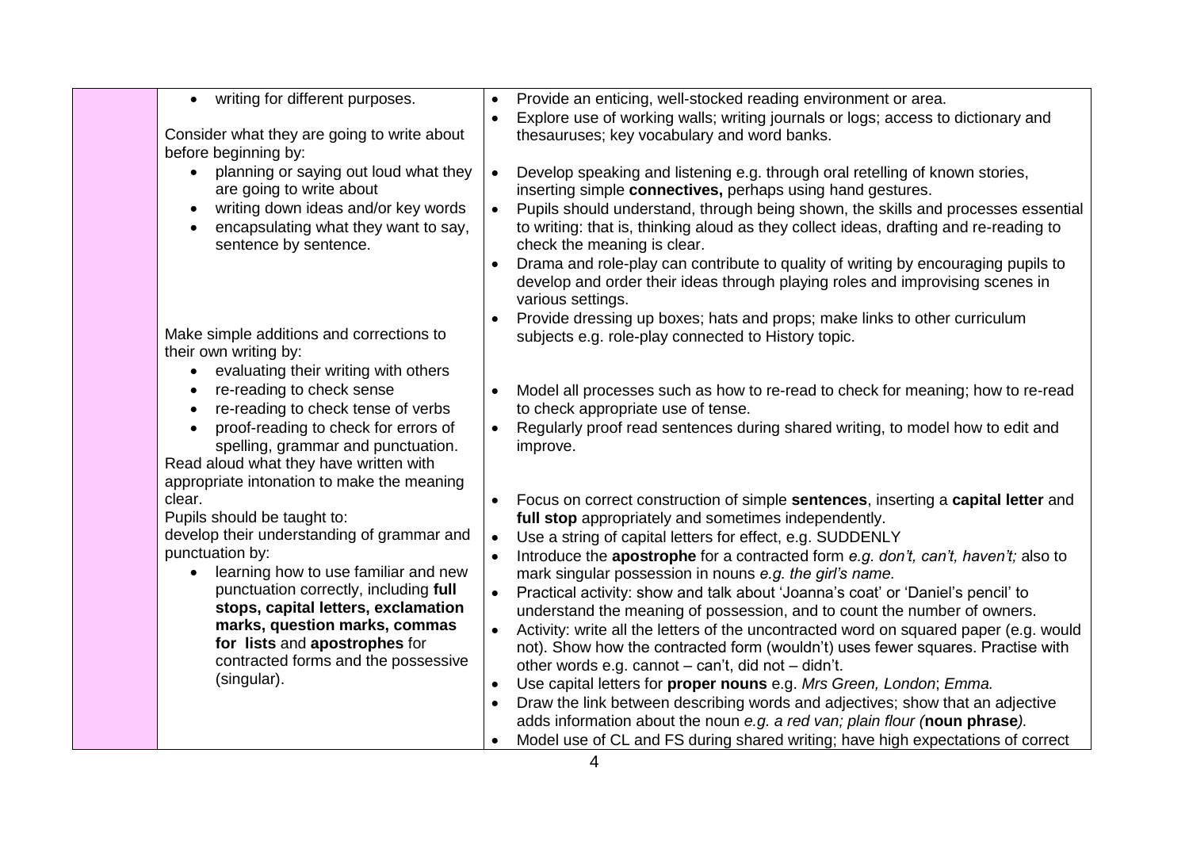| | | |
|---|---|---|
| | • writing for different purposes.<br><br>Consider what they are going to write about before beginning by:<br>• planning or saying out loud what they are going to write about<br>• writing down ideas and/or key words<br>• encapsulating what they want to say, sentence by sentence. | • Provide an enticing, well-stocked reading environment or area.<br>• Explore use of working walls; writing journals or logs; access to dictionary and thesauruses; key vocabulary and word banks.<br><br>• Develop speaking and listening e.g. through oral retelling of known stories, inserting simple **connectives,** perhaps using hand gestures.<br>• Pupils should understand, through being shown, the skills and processes essential to writing: that is, thinking aloud as they collect ideas, drafting and re-reading to check the meaning is clear.<br>• Drama and role-play can contribute to quality of writing by encouraging pupils to develop and order their ideas through playing roles and improvising scenes in various settings.<br>• Provide dressing up boxes; hats and props; make links to other curriculum subjects e.g. role-play connected to History topic. |
| | Make simple additions and corrections to their own writing by:<br>• evaluating their writing with others<br>• re-reading to check sense<br>• re-reading to check tense of verbs<br>• proof-reading to check for errors of spelling, grammar and punctuation.<br>Read aloud what they have written with appropriate intonation to make the meaning clear. | • Model all processes such as how to re-read to check for meaning; how to re-read to check appropriate use of tense.<br>• Regularly proof read sentences during shared writing, to model how to edit and improve. |
| | Pupils should be taught to:<br>develop their understanding of grammar and punctuation by:<br>• learning how to use familiar and new punctuation correctly, including **full stops, capital letters, exclamation marks, question marks, commas for lists** and **apostrophes** for contracted forms and the possessive (singular). | • Focus on correct construction of simple **sentences**, inserting a **capital letter** and **full stop** appropriately and sometimes independently.<br>• Use a string of capital letters for effect, e.g. SUDDENLY<br>• Introduce the **apostrophe** for a contracted form *e.g. don't, can't, haven't;* also to mark singular possession in nouns *e.g. the girl's name.*<br>• Practical activity: show and talk about 'Joanna's coat' or 'Daniel's pencil' to understand the meaning of possession, and to count the number of owners.<br>• Activity: write all the letters of the uncontracted word on squared paper (e.g. would not). Show how the contracted form (wouldn't) uses fewer squares. Practise with other words e.g. cannot – can't, did not – didn't.<br>• Use capital letters for **proper nouns** e.g. *Mrs Green, London*; *Emma.*<br>• Draw the link between describing words and adjectives; show that an adjective adds information about the noun *e.g. a red van; plain flour (***noun phrase***).*<br>• Model use of CL and FS during shared writing; have high expectations of correct |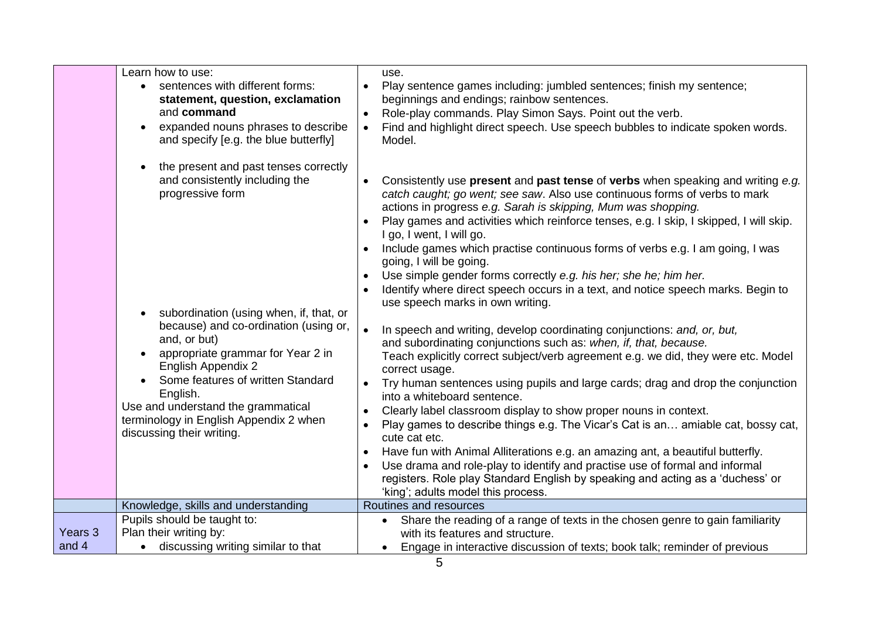| | | |
|---|---|---|
| | Learn how to use:<br>• sentences with different forms: **statement, question, exclamation** and **command**<br>• expanded nouns phrases to describe and specify [e.g. the blue butterfly]<br>• the present and past tenses correctly and consistently including the progressive form<br>• subordination (using when, if, that, or because) and co-ordination (using or, and, or but)<br>• appropriate grammar for Year 2 in English Appendix 2<br>• Some features of written Standard English.<br>Use and understand the grammatical terminology in English Appendix 2 when discussing their writing. | use.<br>• Play sentence games including: jumbled sentences; finish my sentence; beginnings and endings; rainbow sentences.<br>• Role-play commands. Play Simon Says. Point out the verb.<br>• Find and highlight direct speech. Use speech bubbles to indicate spoken words. Model.<br>• Consistently use **present** and **past tense** of **verbs** when speaking and writing *e.g. catch caught; go went; see saw*. Also use continuous forms of verbs to mark actions in progress *e.g. Sarah is skipping, Mum was shopping.*<br>• Play games and activities which reinforce tenses, e.g. I skip, I skipped, I will skip. I go, I went, I will go.<br>• Include games which practise continuous forms of verbs e.g. I am going, I was going, I will be going.<br>• Use simple gender forms correctly *e.g. his her; she he; him her.*<br>• Identify where direct speech occurs in a text, and notice speech marks. Begin to use speech marks in own writing.<br>• In speech and writing, develop coordinating conjunctions: *and, or, but,* and subordinating conjunctions such as: *when, if, that, because.* Teach explicitly correct subject/verb agreement e.g. we did, they were etc. Model correct usage.<br>• Try human sentences using pupils and large cards; drag and drop the conjunction into a whiteboard sentence.<br>• Clearly label classroom display to show proper nouns in context.<br>• Play games to describe things e.g. The Vicar's Cat is an… amiable cat, bossy cat, cute cat etc.<br>• Have fun with Animal Alliterations e.g. an amazing ant, a beautiful butterfly.<br>• Use drama and role-play to identify and practise use of formal and informal registers. Role play Standard English by speaking and acting as a 'duchess' or 'king'; adults model this process. |
| | Knowledge, skills and understanding | Routines and resources |
| Years 3 and 4 | Pupils should be taught to:<br>Plan their writing by:<br>• discussing writing similar to that | • Share the reading of a range of texts in the chosen genre to gain familiarity with its features and structure.<br>• Engage in interactive discussion of texts; book talk; reminder of previous |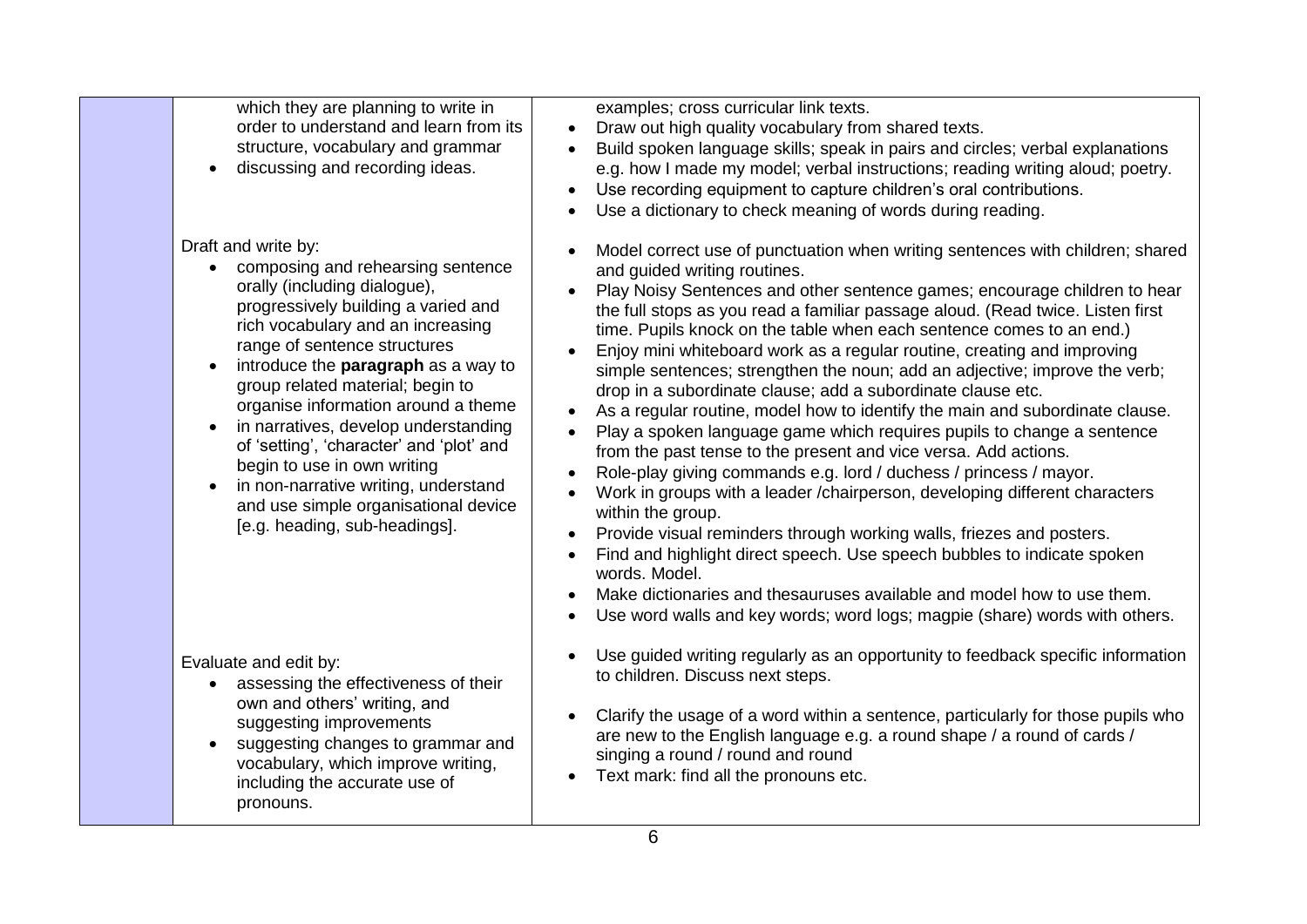| | | |
|---|---|---|
| | which they are planning to write in order to understand and learn from its structure, vocabulary and grammar<br>• discussing and recording ideas. | examples; cross curricular link texts.<br>• Draw out high quality vocabulary from shared texts.<br>• Build spoken language skills; speak in pairs and circles; verbal explanations e.g. how I made my model; verbal instructions; reading writing aloud; poetry.<br>• Use recording equipment to capture children's oral contributions.<br>• Use a dictionary to check meaning of words during reading. |
| | Draft and write by:<br>• composing and rehearsing sentence orally (including dialogue), progressively building a varied and rich vocabulary and an increasing range of sentence structures<br>• introduce the **paragraph** as a way to group related material; begin to organise information around a theme<br>• in narratives, develop understanding of 'setting', 'character' and 'plot' and begin to use in own writing<br>• in non-narrative writing, understand and use simple organisational device [e.g. heading, sub-headings]. | • Model correct use of punctuation when writing sentences with children; shared and guided writing routines.<br>• Play Noisy Sentences and other sentence games; encourage children to hear the full stops as you read a familiar passage aloud. (Read twice. Listen first time. Pupils knock on the table when each sentence comes to an end.)<br>• Enjoy mini whiteboard work as a regular routine, creating and improving simple sentences; strengthen the noun; add an adjective; improve the verb; drop in a subordinate clause; add a subordinate clause etc.<br>• As a regular routine, model how to identify the main and subordinate clause.<br>• Play a spoken language game which requires pupils to change a sentence from the past tense to the present and vice versa. Add actions.<br>• Role-play giving commands e.g. lord / duchess / princess / mayor.<br>• Work in groups with a leader /chairperson, developing different characters within the group.<br>• Provide visual reminders through working walls, friezes and posters.<br>• Find and highlight direct speech. Use speech bubbles to indicate spoken words. Model.<br>• Make dictionaries and thesauruses available and model how to use them.<br>• Use word walls and key words; word logs; magpie (share) words with others. |
| | Evaluate and edit by:<br>• assessing the effectiveness of their own and others' writing, and suggesting improvements<br>• suggesting changes to grammar and vocabulary, which improve writing, including the accurate use of pronouns. | • Use guided writing regularly as an opportunity to feedback specific information to children. Discuss next steps.<br>• Clarify the usage of a word within a sentence, particularly for those pupils who are new to the English language e.g. a round shape / a round of cards / singing a round / round and round<br>• Text mark: find all the pronouns etc. |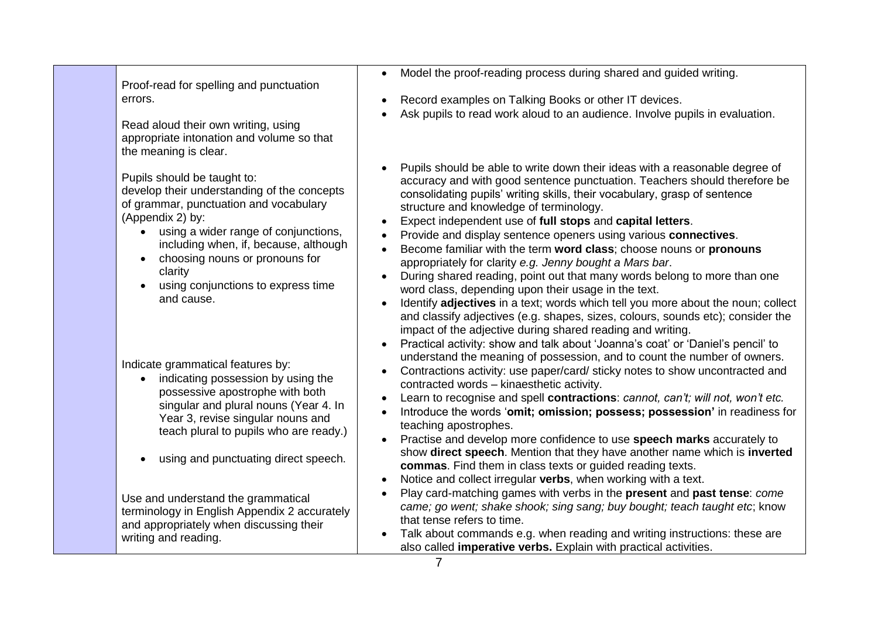| | | |
|---|---|---|
| | Proof-read for spelling and punctuation errors.<br><br>Read aloud their own writing, using appropriate intonation and volume so that the meaning is clear. | • Model the proof-reading process during shared and guided writing.<br>• Record examples on Talking Books or other IT devices.<br>• Ask pupils to read work aloud to an audience. Involve pupils in evaluation. |
| | Pupils should be taught to:<br>develop their understanding of the concepts of grammar, punctuation and vocabulary (Appendix 2) by:<br>• using a wider range of conjunctions, including when, if, because, although<br>• choosing nouns or pronouns for clarity<br>• using conjunctions to express time and cause.<br><br>Indicate grammatical features by:<br>• indicating possession by using the possessive apostrophe with both singular and plural nouns (Year 4. In Year 3, revise singular nouns and teach plural to pupils who are ready.)<br>• using and punctuating direct speech.<br><br>Use and understand the grammatical terminology in English Appendix 2 accurately and appropriately when discussing their writing and reading. | • Pupils should be able to write down their ideas with a reasonable degree of accuracy and with good sentence punctuation. Teachers should therefore be consolidating pupils' writing skills, their vocabulary, grasp of sentence structure and knowledge of terminology.<br>• Expect independent use of **full stops** and **capital letters**.<br>• Provide and display sentence openers using various **connectives**.<br>• Become familiar with the term **word class**; choose nouns or **pronouns** appropriately for clarity *e.g. Jenny bought a Mars bar*.<br>• During shared reading, point out that many words belong to more than one word class, depending upon their usage in the text.<br>• Identify **adjectives** in a text; words which tell you more about the noun; collect and classify adjectives (e.g. shapes, sizes, colours, sounds etc); consider the impact of the adjective during shared reading and writing.<br>• Practical activity: show and talk about 'Joanna's coat' or 'Daniel's pencil' to understand the meaning of possession, and to count the number of owners.<br>• Contractions activity: use paper/card/ sticky notes to show uncontracted and contracted words – kinaesthetic activity.<br>• Learn to recognise and spell **contractions**: *cannot, can't; will not, won't etc.*<br>• Introduce the words '**omit; omission; possess; possession'** in readiness for teaching apostrophes.<br>• Practise and develop more confidence to use **speech marks** accurately to show **direct speech**. Mention that they have another name which is **inverted commas**. Find them in class texts or guided reading texts.<br>• Notice and collect irregular **verbs**, when working with a text.<br>• Play card-matching games with verbs in the **present** and **past tense**: *come came; go went; shake shook; sing sang; buy bought; teach taught etc*; know that tense refers to time.<br>• Talk about commands e.g. when reading and writing instructions: these are also called **imperative verbs.** Explain with practical activities. |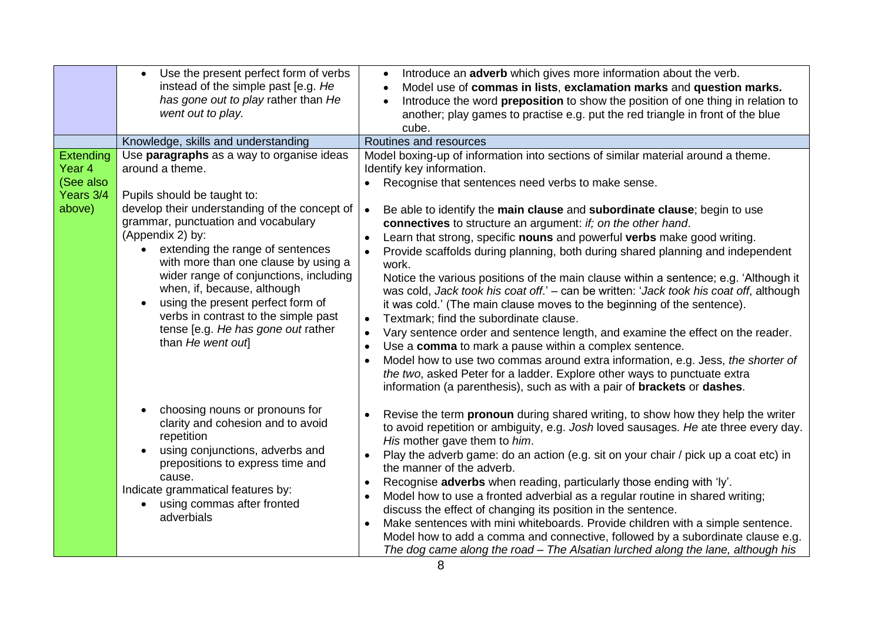| | | |
|---|---|---|
| | • Use the present perfect form of verbs instead of the simple past [e.g. *He has gone out to play* rather than *He went out to play.* | • Introduce an **adverb** which gives more information about the verb.<br>• Model use of **commas in lists**, **exclamation marks** and **question marks.**<br>• Introduce the word **preposition** to show the position of one thing in relation to another; play games to practise e.g. put the red triangle in front of the blue cube. |
| | Knowledge, skills and understanding | Routines and resources |
| Extending Year 4 (See also Years 3/4 above) | Use **paragraphs** as a way to organise ideas around a theme.<br><br>Pupils should be taught to:<br>develop their understanding of the concept of grammar, punctuation and vocabulary (Appendix 2) by:<br>• extending the range of sentences with more than one clause by using a wider range of conjunctions, including when, if, because, although<br>• using the present perfect form of verbs in contrast to the simple past tense [e.g. *He has gone out* rather than *He went out*] | Model boxing-up of information into sections of similar material around a theme.<br>Identify key information.<br>• Recognise that sentences need verbs to make sense.<br><br>• Be able to identify the **main clause** and **subordinate clause**; begin to use **connectives** to structure an argument: *if; on the other hand*.<br>• Learn that strong, specific **nouns** and powerful **verbs** make good writing.<br>• Provide scaffolds during planning, both during shared planning and independent work.<br>Notice the various positions of the main clause within a sentence; e.g. 'Although it was cold, *Jack took his coat off*.' – can be written: '*Jack took his coat off*, although it was cold.' (The main clause moves to the beginning of the sentence).<br>• Textmark; find the subordinate clause.<br>• Vary sentence order and sentence length, and examine the effect on the reader.<br>• Use a **comma** to mark a pause within a complex sentence.<br>• Model how to use two commas around extra information, e.g. Jess, *the shorter of the two*, asked Peter for a ladder. Explore other ways to punctuate extra information (a parenthesis), such as with a pair of **brackets** or **dashes**. |
| | • choosing nouns or pronouns for clarity and cohesion and to avoid repetition<br>• using conjunctions, adverbs and prepositions to express time and cause.<br>Indicate grammatical features by:<br>• using commas after fronted adverbials | • Revise the term **pronoun** during shared writing, to show how they help the writer to avoid repetition or ambiguity, e.g. *Josh* loved sausages. *He* ate three every day. *His* mother gave them to *him*.<br>• Play the adverb game: do an action (e.g. sit on your chair / pick up a coat etc) in the manner of the adverb.<br>• Recognise **adverbs** when reading, particularly those ending with 'ly'.<br>• Model how to use a fronted adverbial as a regular routine in shared writing; discuss the effect of changing its position in the sentence.<br>• Make sentences with mini whiteboards. Provide children with a simple sentence. Model how to add a comma and connective, followed by a subordinate clause e.g. *The dog came along the road – The Alsatian lurched along the lane, although his* |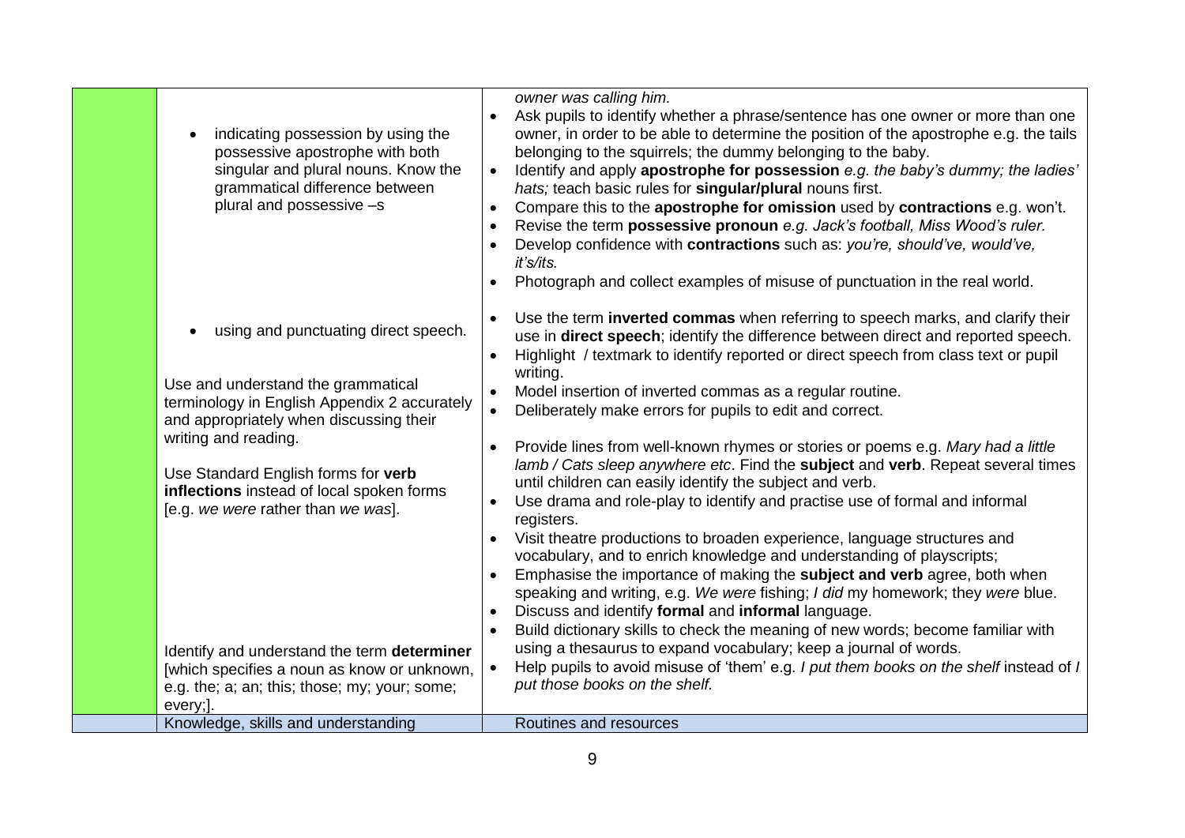| | | |
|---|---|---|
| | • indicating possession by using the possessive apostrophe with both singular and plural nouns. Know the grammatical difference between plural and possessive –s | *owner was calling him.*<br>• Ask pupils to identify whether a phrase/sentence has one owner or more than one owner, in order to be able to determine the position of the apostrophe e.g. the tails belonging to the squirrels; the dummy belonging to the baby.<br>• Identify and apply **apostrophe for possession** *e.g. the baby's dummy; the ladies' hats;* teach basic rules for **singular/plural** nouns first.<br>• Compare this to the **apostrophe for omission** used by **contractions** e.g. won't.<br>• Revise the term **possessive pronoun** *e.g. Jack's football, Miss Wood's ruler.*<br>• Develop confidence with **contractions** such as: *you're, should've, would've, it's/its.*<br>• Photograph and collect examples of misuse of punctuation in the real world. |
| | • using and punctuating direct speech.<br><br>Use and understand the grammatical terminology in English Appendix 2 accurately and appropriately when discussing their writing and reading.<br><br>Use Standard English forms for **verb inflections** instead of local spoken forms [e.g. *we were* rather than *we was*].<br><br>Identify and understand the term **determiner** [which specifies a noun as know or unknown, e.g. the; a; an; this; those; my; your; some; every;]. | • Use the term **inverted commas** when referring to speech marks, and clarify their use in **direct speech**; identify the difference between direct and reported speech.<br>• Highlight / textmark to identify reported or direct speech from class text or pupil writing.<br>• Model insertion of inverted commas as a regular routine.<br>• Deliberately make errors for pupils to edit and correct.<br>• Provide lines from well-known rhymes or stories or poems e.g. *Mary had a little lamb / Cats sleep anywhere etc*. Find the **subject** and **verb**. Repeat several times until children can easily identify the subject and verb.<br>• Use drama and role-play to identify and practise use of formal and informal registers.<br>• Visit theatre productions to broaden experience, language structures and vocabulary, and to enrich knowledge and understanding of playscripts;<br>• Emphasise the importance of making the **subject and verb** agree, both when speaking and writing, e.g. *We were* fishing; *I did* my homework; they *were* blue.<br>• Discuss and identify **formal** and **informal** language.<br>• Build dictionary skills to check the meaning of new words; become familiar with using a thesaurus to expand vocabulary; keep a journal of words.<br>• Help pupils to avoid misuse of 'them' e.g. *I put them books on the shelf* instead of *I put those books on the shelf.* |
| | Knowledge, skills and understanding | Routines and resources |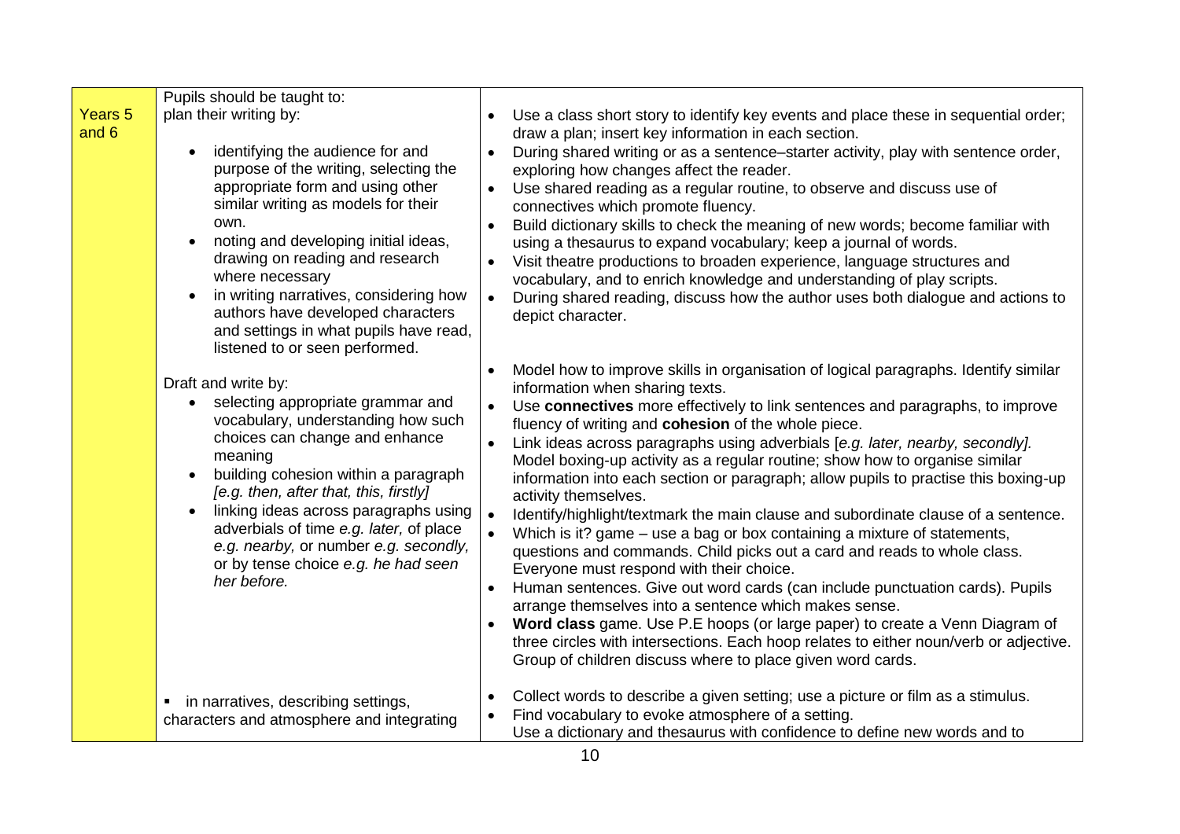| | | |
|---|---|---|
| Years 5 and 6 | Pupils should be taught to:<br>plan their writing by:<br>• identifying the audience for and purpose of the writing, selecting the appropriate form and using other similar writing as models for their own.<br>• noting and developing initial ideas, drawing on reading and research where necessary<br>• in writing narratives, considering how authors have developed characters and settings in what pupils have read, listened to or seen performed. | • Use a class short story to identify key events and place these in sequential order; draw a plan; insert key information in each section.<br>• During shared writing or as a sentence–starter activity, play with sentence order, exploring how changes affect the reader.<br>• Use shared reading as a regular routine, to observe and discuss use of connectives which promote fluency.<br>• Build dictionary skills to check the meaning of new words; become familiar with using a thesaurus to expand vocabulary; keep a journal of words.<br>• Visit theatre productions to broaden experience, language structures and vocabulary, and to enrich knowledge and understanding of play scripts.<br>• During shared reading, discuss how the author uses both dialogue and actions to depict character. |
| | Draft and write by:<br>• selecting appropriate grammar and vocabulary, understanding how such choices can change and enhance meaning<br>• building cohesion within a paragraph *[e.g. then, after that, this, firstly]*<br>• linking ideas across paragraphs using adverbials of time *e.g. later,* of place *e.g. nearby,* or number *e.g. secondly,* or by tense choice *e.g. he had seen her before.* | • Model how to improve skills in organisation of logical paragraphs. Identify similar information when sharing texts.<br>• Use **connectives** more effectively to link sentences and paragraphs, to improve fluency of writing and **cohesion** of the whole piece.<br>• Link ideas across paragraphs using adverbials [*e.g. later, nearby, secondly].* Model boxing-up activity as a regular routine; show how to organise similar information into each section or paragraph; allow pupils to practise this boxing-up activity themselves.<br>• Identify/highlight/textmark the main clause and subordinate clause of a sentence.<br>• Which is it? game – use a bag or box containing a mixture of statements, questions and commands. Child picks out a card and reads to whole class. Everyone must respond with their choice.<br>• Human sentences. Give out word cards (can include punctuation cards). Pupils arrange themselves into a sentence which makes sense.<br>• **Word class** game. Use P.E hoops (or large paper) to create a Venn Diagram of three circles with intersections. Each hoop relates to either noun/verb or adjective. Group of children discuss where to place given word cards. |
| | ▪ in narratives, describing settings, characters and atmosphere and integrating | • Collect words to describe a given setting; use a picture or film as a stimulus.<br>• Find vocabulary to evoke atmosphere of a setting.<br>Use a dictionary and thesaurus with confidence to define new words and to |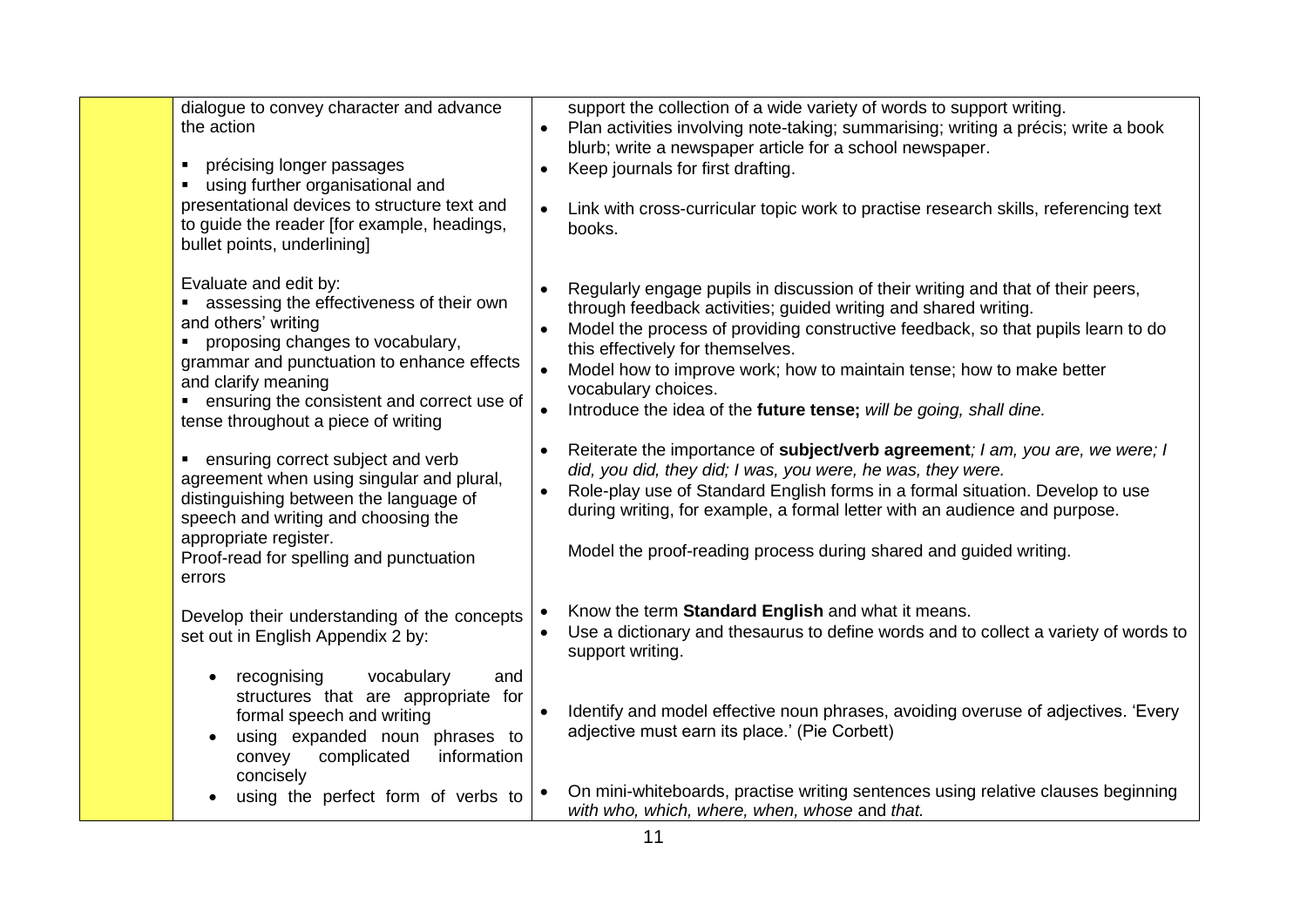| | | |
|---|---|---|
| | dialogue to convey character and advance the action<br><br>▪ précising longer passages<br>▪ using further organisational and presentational devices to structure text and to guide the reader [for example, headings, bullet points, underlining] | support the collection of a wide variety of words to support writing.<br>• Plan activities involving note-taking; summarising; writing a précis; write a book blurb; write a newspaper article for a school newspaper.<br>• Keep journals for first drafting.<br>• Link with cross-curricular topic work to practise research skills, referencing text books. |
| | Evaluate and edit by:<br>▪ assessing the effectiveness of their own and others' writing<br>▪ proposing changes to vocabulary, grammar and punctuation to enhance effects and clarify meaning<br>▪ ensuring the consistent and correct use of tense throughout a piece of writing | • Regularly engage pupils in discussion of their writing and that of their peers, through feedback activities; guided writing and shared writing.<br>• Model the process of providing constructive feedback, so that pupils learn to do this effectively for themselves.<br>• Model how to improve work; how to maintain tense; how to make better vocabulary choices.<br>• Introduce the idea of the **future tense;** *will be going, shall dine.* |
| | ▪ ensuring correct subject and verb agreement when using singular and plural, distinguishing between the language of speech and writing and choosing the appropriate register.<br>Proof-read for spelling and punctuation errors | • Reiterate the importance of **subject/verb agreement***; I am, you are, we were; I did, you did, they did; I was, you were, he was, they were.*<br>• Role-play use of Standard English forms in a formal situation. Develop to use during writing, for example, a formal letter with an audience and purpose.<br><br>Model the proof-reading process during shared and guided writing. |
| | Develop their understanding of the concepts set out in English Appendix 2 by:<br><br>• recognising vocabulary and structures that are appropriate for formal speech and writing<br>• using expanded noun phrases to convey complicated information concisely<br>• using the perfect form of verbs to | • Know the term **Standard English** and what it means.<br>• Use a dictionary and thesaurus to define words and to collect a variety of words to support writing.<br><br>• Identify and model effective noun phrases, avoiding overuse of adjectives. 'Every adjective must earn its place.' (Pie Corbett)<br><br>• On mini-whiteboards, practise writing sentences using relative clauses beginning *with who, which, where, when, whose* and *that.* |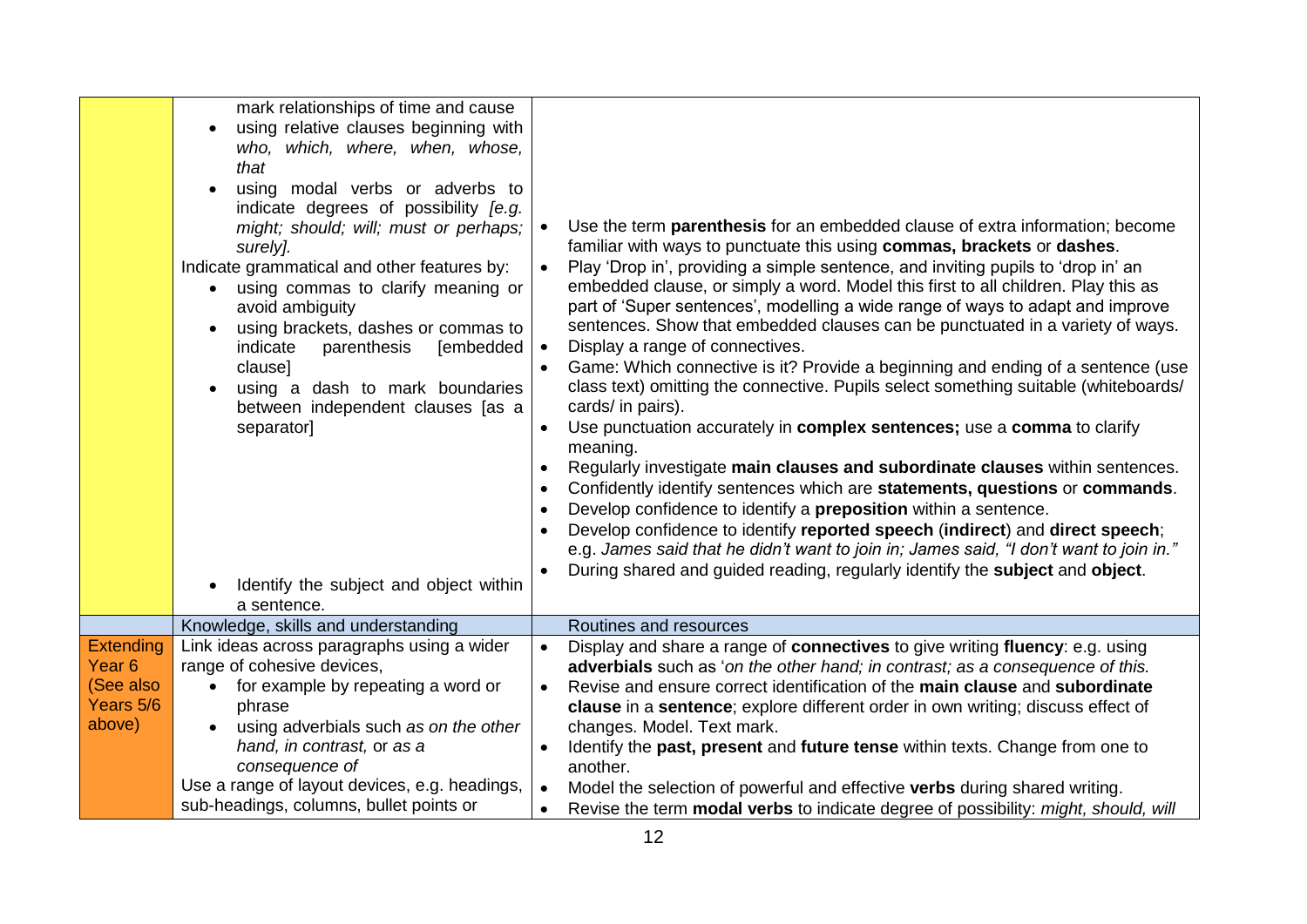| | | |
|---|---|---|
| | mark relationships of time and cause<br>• using relative clauses beginning with *who, which, where, when, whose, that*<br>• using modal verbs or adverbs to indicate degrees of possibility *[e.g. might; should; will; must or perhaps; surely]*.<br>Indicate grammatical and other features by:<br>• using commas to clarify meaning or avoid ambiguity<br>• using brackets, dashes or commas to indicate parenthesis [embedded clause]<br>• using a dash to mark boundaries between independent clauses [as a separator]<br><br>• Identify the subject and object within a sentence. | • Use the term **parenthesis** for an embedded clause of extra information; become familiar with ways to punctuate this using **commas, brackets** or **dashes**.<br>• Play 'Drop in', providing a simple sentence, and inviting pupils to 'drop in' an embedded clause, or simply a word. Model this first to all children. Play this as part of 'Super sentences', modelling a wide range of ways to adapt and improve sentences. Show that embedded clauses can be punctuated in a variety of ways.<br>• Display a range of connectives.<br>• Game: Which connective is it? Provide a beginning and ending of a sentence (use class text) omitting the connective. Pupils select something suitable (whiteboards/ cards/ in pairs).<br>• Use punctuation accurately in **complex sentences;** use a **comma** to clarify meaning.<br>• Regularly investigate **main clauses and subordinate clauses** within sentences.<br>• Confidently identify sentences which are **statements, questions** or **commands**.<br>• Develop confidence to identify a **preposition** within a sentence.<br>• Develop confidence to identify **reported speech** (**indirect**) and **direct speech**; e.g. *James said that he didn't want to join in; James said, "I don't want to join in."*<br>• During shared and guided reading, regularly identify the **subject** and **object**. |
| | Knowledge, skills and understanding | Routines and resources |
| Extending Year 6 (See also Years 5/6 above) | Link ideas across paragraphs using a wider range of cohesive devices,<br>• for example by repeating a word or phrase<br>• using adverbials such *as on the other hand, in contrast,* or *as a consequence of*<br>Use a range of layout devices, e.g. headings, sub-headings, columns, bullet points or | • Display and share a range of **connectives** to give writing **fluency**: e.g. using **adverbials** such as '*on the other hand; in contrast; as a consequence of this.*<br>• Revise and ensure correct identification of the **main clause** and **subordinate clause** in a **sentence**; explore different order in own writing; discuss effect of changes. Model. Text mark.<br>• Identify the **past, present** and **future tense** within texts. Change from one to another.<br>• Model the selection of powerful and effective **verbs** during shared writing.<br>• Revise the term **modal verbs** to indicate degree of possibility: *might, should, will* |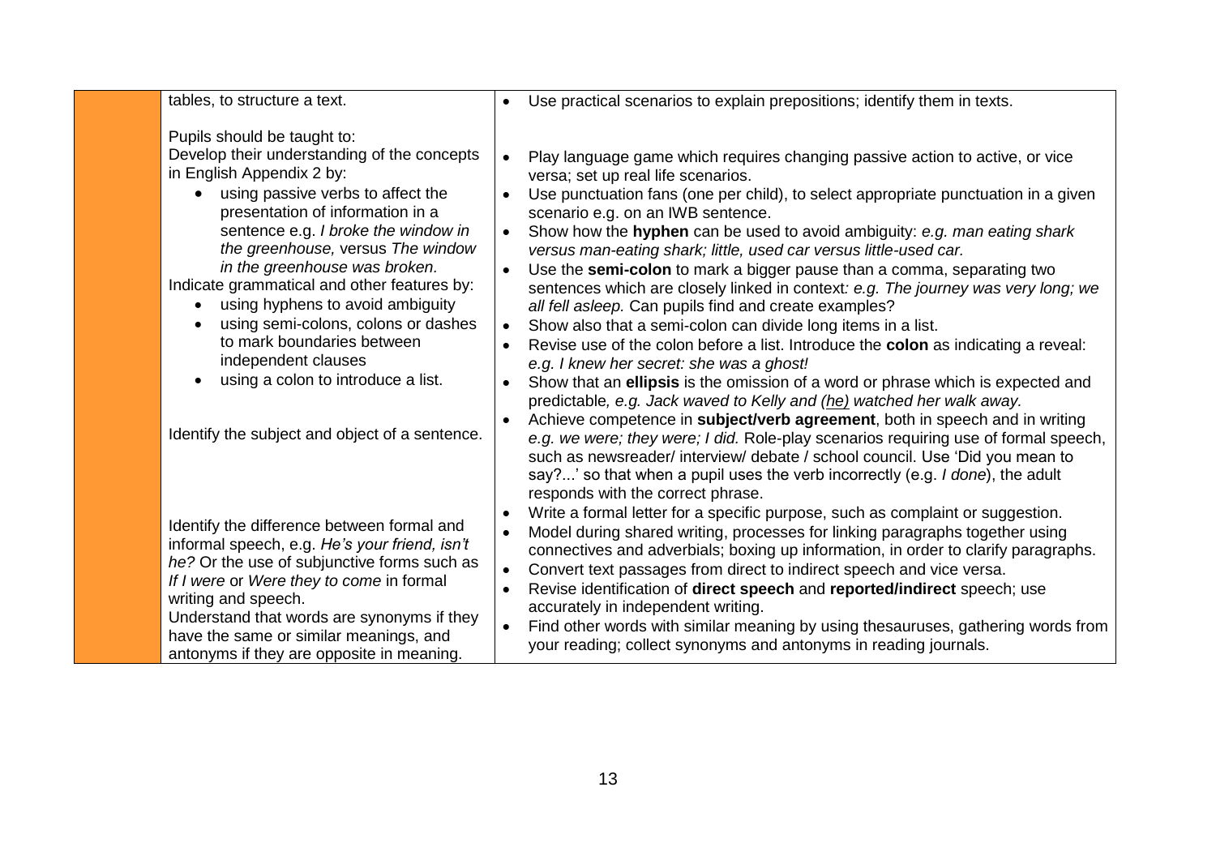| | | |
|---|---|---|
| | tables, to structure a text.<br><br>Pupils should be taught to:<br>Develop their understanding of the concepts in English Appendix 2 by:<br>• using passive verbs to affect the presentation of information in a sentence e.g. *I broke the window in the greenhouse,* versus *The window in the greenhouse was broken.*<br>Indicate grammatical and other features by:<br>• using hyphens to avoid ambiguity<br>• using semi-colons, colons or dashes to mark boundaries between independent clauses<br>• using a colon to introduce a list.<br><br>Identify the subject and object of a sentence.<br><br>Identify the difference between formal and informal speech, e.g. *He's your friend, isn't he?* Or the use of subjunctive forms such as *If I were* or *Were they to come* in formal writing and speech.<br>Understand that words are synonyms if they have the same or similar meanings, and antonyms if they are opposite in meaning. | • Use practical scenarios to explain prepositions; identify them in texts.<br><br>• Play language game which requires changing passive action to active, or vice versa; set up real life scenarios.<br>• Use punctuation fans (one per child), to select appropriate punctuation in a given scenario e.g. on an IWB sentence.<br>• Show how the **hyphen** can be used to avoid ambiguity: *e.g. man eating shark versus man-eating shark; little, used car versus little-used car.*<br>• Use the **semi-colon** to mark a bigger pause than a comma, separating two sentences which are closely linked in context*: e.g. The journey was very long; we all fell asleep.* Can pupils find and create examples?<br>• Show also that a semi-colon can divide long items in a list.<br>• Revise use of the colon before a list. Introduce the **colon** as indicating a reveal: *e.g. I knew her secret: she was a ghost!*<br>• Show that an **ellipsis** is the omission of a word or phrase which is expected and predictable*, e.g. Jack waved to Kelly and (he) watched her walk away.*<br>• Achieve competence in **subject/verb agreement**, both in speech and in writing *e.g. we were; they were; I did.* Role-play scenarios requiring use of formal speech, such as newsreader/ interview/ debate / school council. Use 'Did you mean to say?...' so that when a pupil uses the verb incorrectly (e.g. *I done*), the adult responds with the correct phrase.<br>• Write a formal letter for a specific purpose, such as complaint or suggestion.<br>• Model during shared writing, processes for linking paragraphs together using connectives and adverbials; boxing up information, in order to clarify paragraphs.<br>• Convert text passages from direct to indirect speech and vice versa.<br>• Revise identification of **direct speech** and **reported/indirect** speech; use accurately in independent writing.<br>• Find other words with similar meaning by using thesauruses, gathering words from your reading; collect synonyms and antonyms in reading journals. |